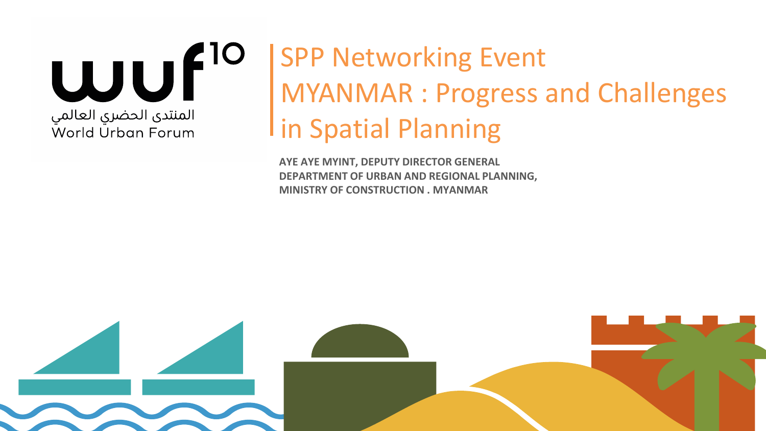wuf[10]

المنتدى الحضري العالمي
World Urban Forum

# SPP Networking Event MYANMAR : Progress and Challenges in Spatial Planning

**AYE AYE MYINT, DEPUTY DIRECTOR GENERAL**
**DEPARTMENT OF URBAN AND REGIONAL PLANNING,**
**MINISTRY OF CONSTRUCTION . MYANMAR**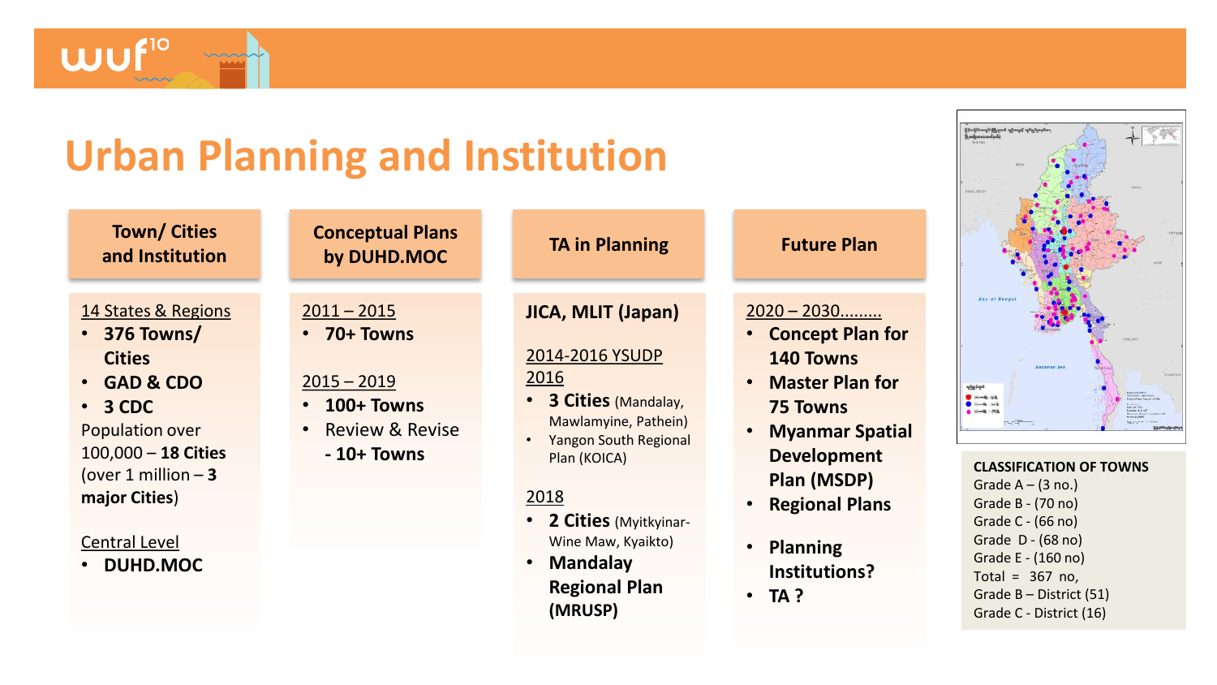# Urban Planning and Institution

## Town/ Cities and Institution

14 States & Regions

- **376 Towns/ Cities**
- **GAD & CDO**
- **3 CDC**

Population over 100,000 – **18 Cities** (over 1 million – **3 major Cities**)

Central Level

- **DUHD.MOC**

## Conceptual Plans by DUHD.MOC

2011 – 2015

- **70+ Towns**

2015 – 2019

- **100+ Towns**
- Review & Revise **- 10+ Towns**

## TA in Planning

**JICA, MLIT (Japan)**

2014-2016 YSUDP
2016

- **3 Cities** (Mandalay, Mawlamyine, Pathein)
- Yangon South Regional Plan (KOICA)

2018

- **2 Cities** (Myitkyinar-Wine Maw, Kyaikto)
- **Mandalay Regional Plan (MRUSP)**

## Future Plan

2020 – 2030.........

- **Concept Plan for 140 Towns**
- **Master Plan for 75 Towns**
- **Myanmar Spatial Development Plan (MSDP)**
- **Regional Plans**
- **Planning Institutions?**
- **TA ?**

**CLASSIFICATION OF TOWNS**

Grade A – (3 no.)
Grade B - (70 no)
Grade C - (66 no)
Grade D - (68 no)
Grade E - (160 no)
Total = 367 no,
Grade B – District (51)
Grade C - District (16)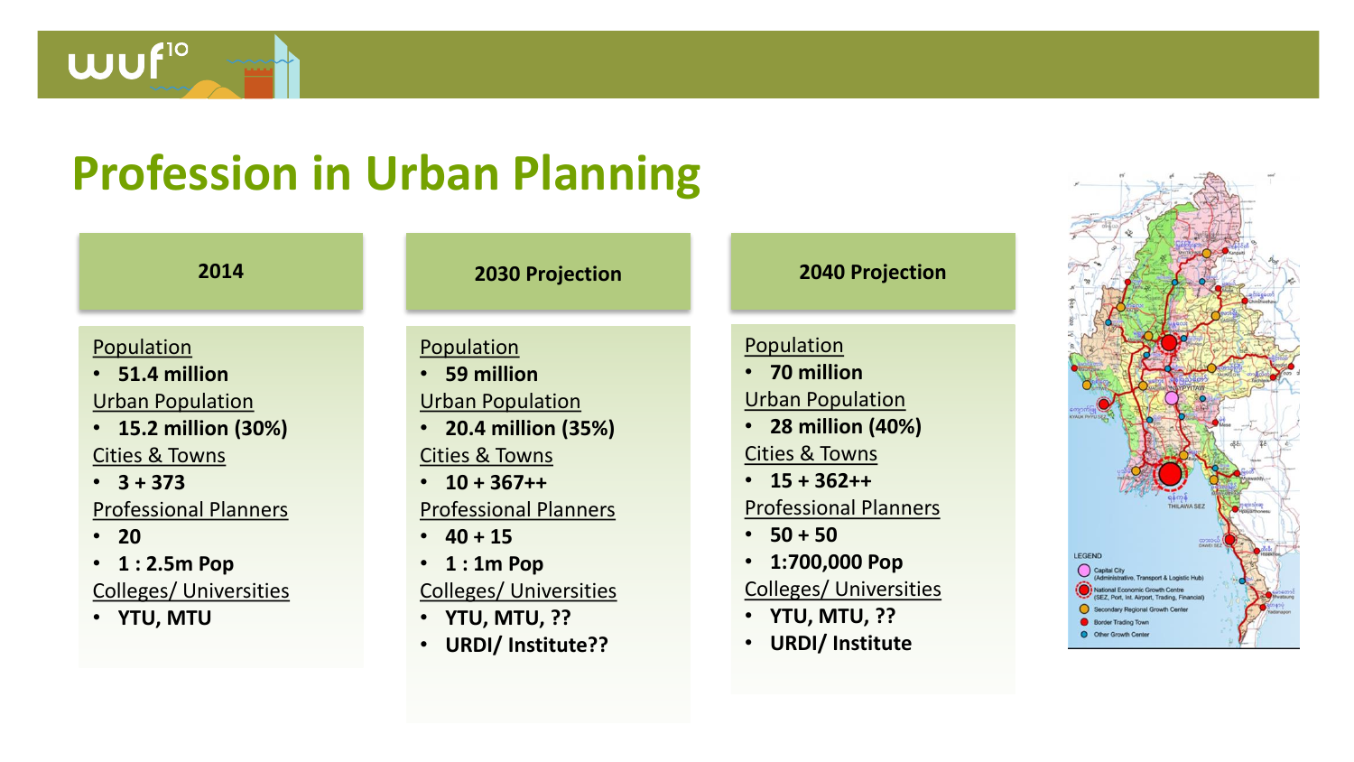# Profession in Urban Planning

## 2014

Population
- **51.4 million**

Urban Population
- **15.2 million (30%)**

Cities & Towns
- **3 + 373**

Professional Planners
- **20**
- **1 : 2.5m Pop**

Colleges/ Universities
- **YTU, MTU**

## 2030 Projection

Population
- **59 million**

Urban Population
- **20.4 million (35%)**

Cities & Towns
- **10 + 367++**

Professional Planners
- **40 + 15**
- **1 : 1m Pop**

Colleges/ Universities
- **YTU, MTU, ??**
- **URDI/ Institute??**

## 2040 Projection

Population
- **70 million**

Urban Population
- **28 million (40%)**

Cities & Towns
- **15 + 362++**

Professional Planners
- **50 + 50**
- **1:700,000 Pop**

Colleges/ Universities
- **YTU, MTU, ??**
- **URDI/ Institute**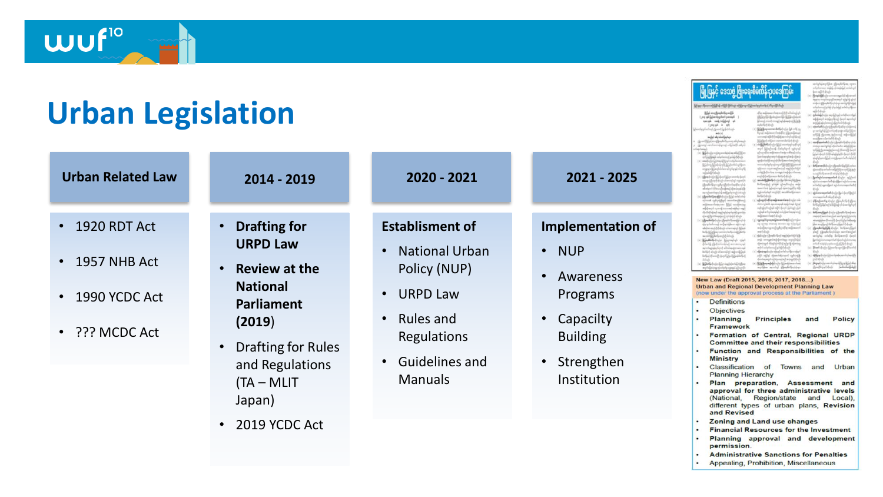# Urban Legislation

| Urban Related Law | 2014 - 2019 | 2020 - 2021 | 2021 - 2025 |
|---|---|---|---|
| • 1920 RDT Act<br>• 1957 NHB Act<br>• 1990 YCDC Act<br>• ??? MCDC Act | • **Drafting for URPD Law**<br>• **Review at the National Parliament (2019)**<br>• Drafting for Rules and Regulations (TA – MLIT Japan)<br>• 2019 YCDC Act | **Establisment of**<br>• National Urban Policy (NUP)<br>• URPD Law<br>• Rules and Regulations<br>• Guidelines and Manuals | **Implementation of**<br>• NUP<br>• Awareness Programs<br>• Capacilty Building<br>• Strengthen Institution |

**New Law (Draft 2015, 2016, 2017, 2018...)**
**Urban and Regional Development Planning Law**
(now under the approval process at the Parliament )

- Definitions
- Objectives
- **Planning Principles and Policy Framework**
- **Formation of Central, Regional URDP Committee and their responsibilities**
- **Function and Responsibilities of the Ministry**
- Classification of Towns and Urban Planning Hierarchy
- **Plan preparation, Assessment and approval for three administrative levels** (National, Region/state and Local), different types of urban plans, **Revision and Revised**
- **Zoning and Land use changes**
- **Financial Resources for the Investment**
- **Planning approval and development permission.**
- **Administrative Sanctions for Penalties**
- Appealing, Prohibition, Miscellaneous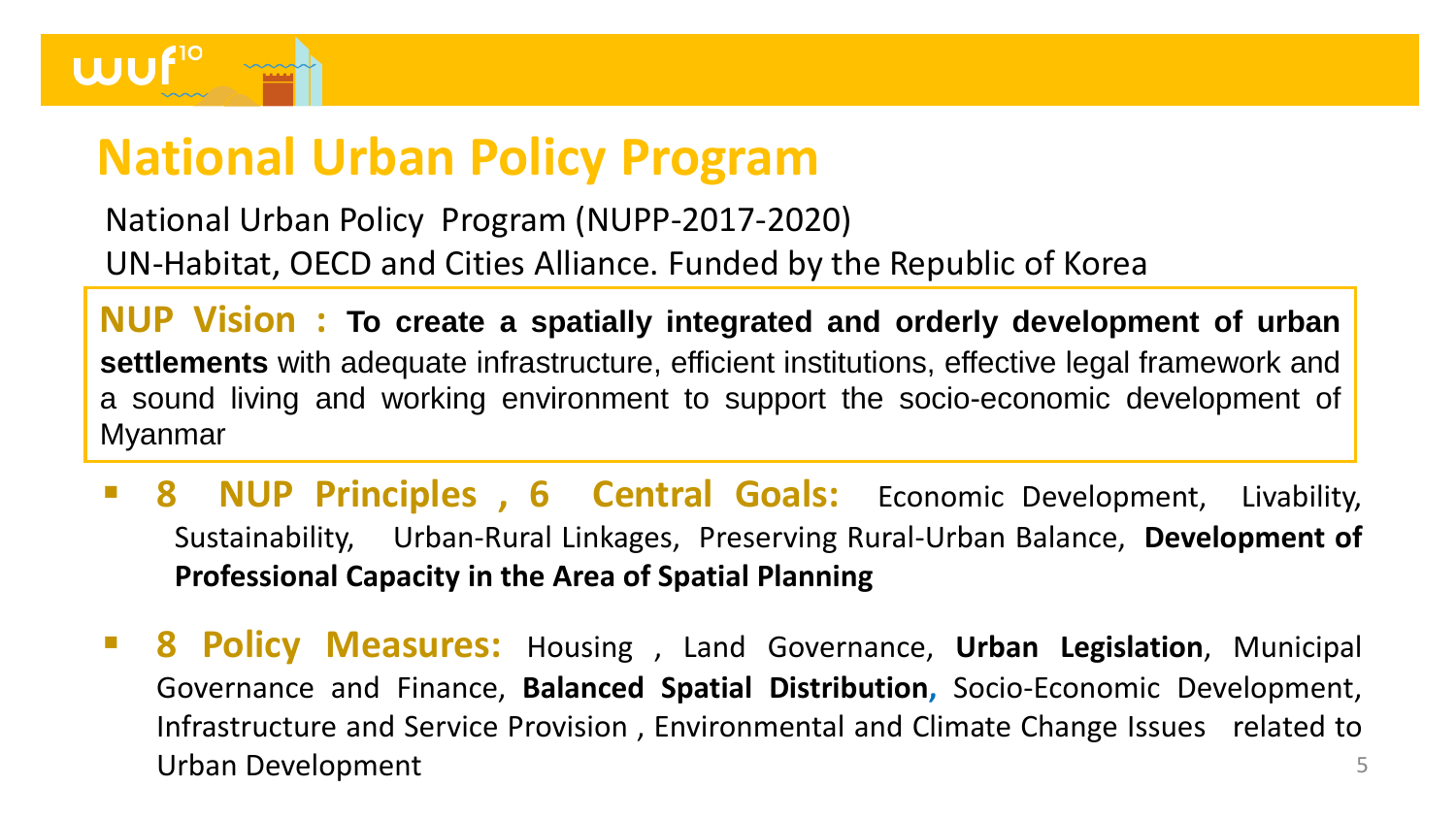# National Urban Policy Program

National Urban Policy Program (NUPP-2017-2020)

UN-Habitat, OECD and Cities Alliance. Funded by the Republic of Korea

**NUP Vision : To create a spatially integrated and orderly development of urban settlements** with adequate infrastructure, efficient institutions, effective legal framework and a sound living and working environment to support the socio-economic development of Myanmar

- **8 NUP Principles , 6 Central Goals:** Economic Development, Livability, Sustainability, Urban-Rural Linkages, Preserving Rural-Urban Balance, **Development of Professional Capacity in the Area of Spatial Planning**
- **8 Policy Measures:** Housing , Land Governance, **Urban Legislation**, Municipal Governance and Finance, **Balanced Spatial Distribution**, Socio-Economic Development, Infrastructure and Service Provision , Environmental and Climate Change Issues related to Urban Development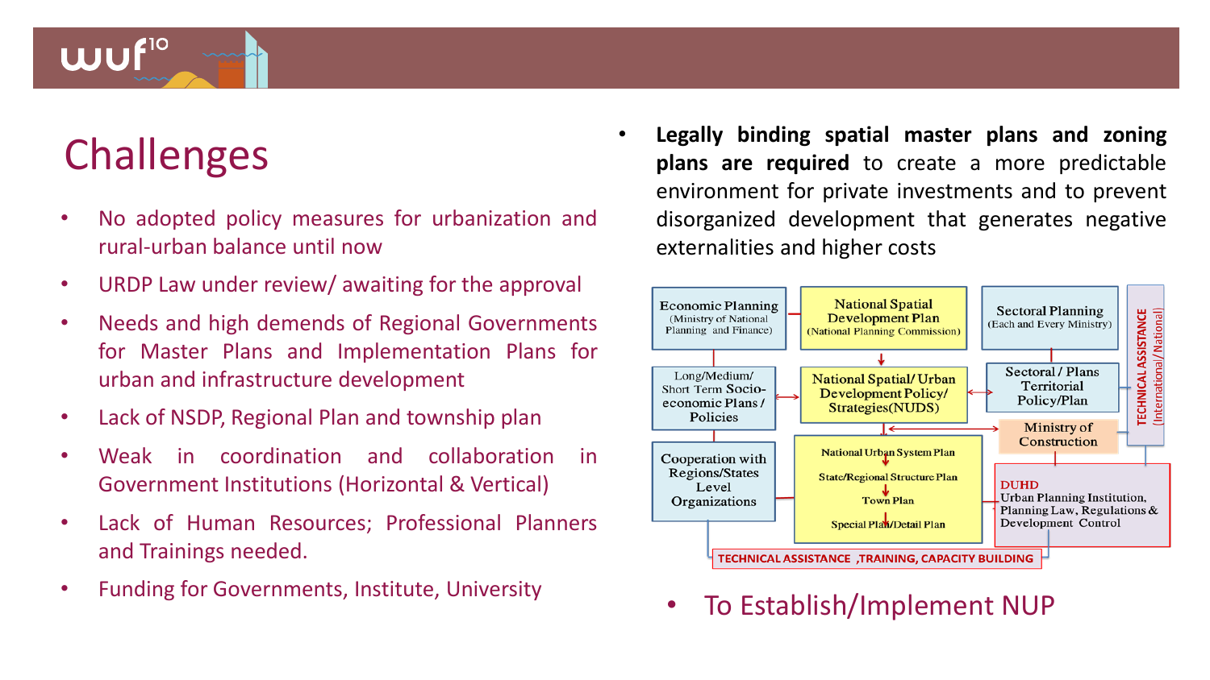# Challenges

- No adopted policy measures for urbanization and rural-urban balance until now
- URDP Law under review/ awaiting for the approval
- Needs and high demends of Regional Governments for Master Plans and Implementation Plans for urban and infrastructure development
- Lack of NSDP, Regional Plan and township plan
- Weak in coordination and collaboration in Government Institutions (Horizontal & Vertical)
- Lack of Human Resources; Professional Planners and Trainings needed.
- Funding for Governments, Institute, University

- **Legally binding spatial master plans and zoning plans are required** to create a more predictable environment for private investments and to prevent disorganized development that generates negative externalities and higher costs

Economic Planning (Ministry of National Planning and Finance)

National Spatial Development Plan (National Planning Commission)

Sectoral Planning (Each and Every Ministry)

TECHNICAL ASSISTANCE (International/ National)

Long/Medium/ Short Term Socio-economic Plans / Policies

National Spatial/ Urban Development Policy/ Strategies(NUDS)

Sectoral / Plans Territorial Policy/Plan

Ministry of Construction

Cooperation with Regions/States Level Organizations

National Urban System Plan

State/Regional Structure Plan

Town Plan

Special Plan/Detail Plan

DUHD
Urban Planning Institution, Planning Law, Regulations & Development Control

TECHNICAL ASSISTANCE ,TRAINING, CAPACITY BUILDING

- To Establish/Implement NUP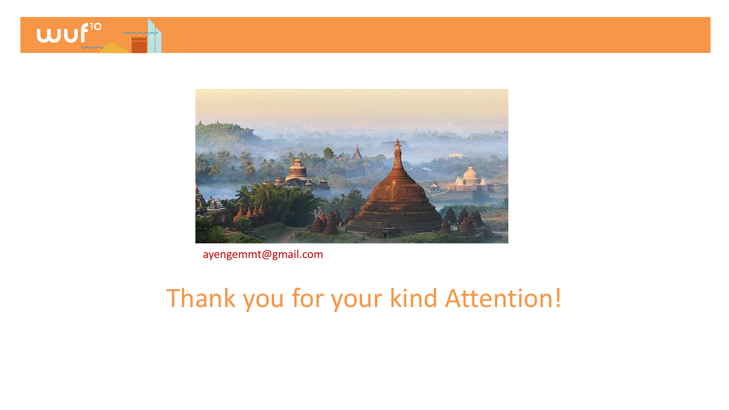ayengemmt@gmail.com

# Thank you for your kind Attention!